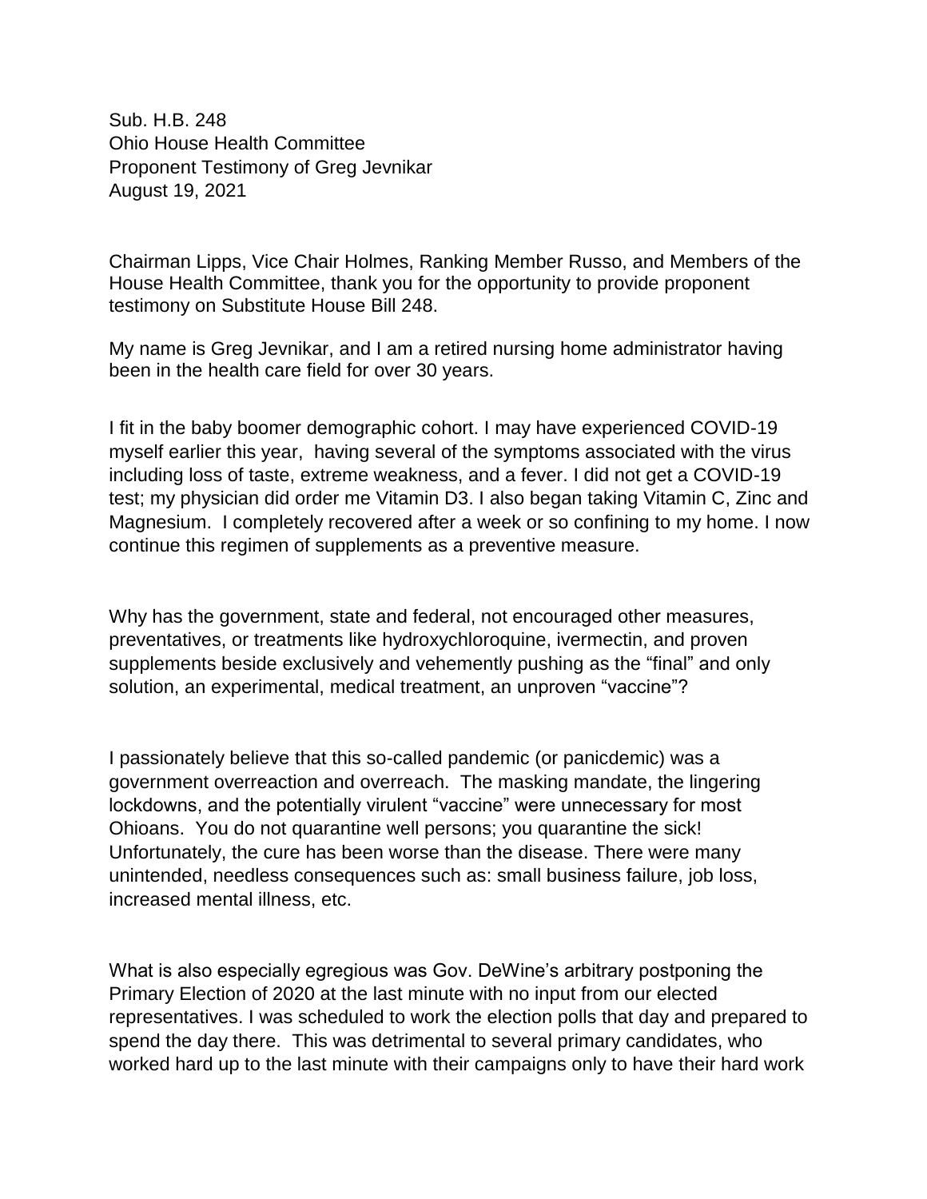Sub. H.B. 248
Ohio House Health Committee
Proponent Testimony of Greg Jevnikar
August 19, 2021

Chairman Lipps, Vice Chair Holmes, Ranking Member Russo, and Members of the House Health Committee, thank you for the opportunity to provide proponent testimony on Substitute House Bill 248.

My name is Greg Jevnikar, and I am a retired nursing home administrator having been in the health care field for over 30 years.

I fit in the baby boomer demographic cohort. I may have experienced COVID-19 myself earlier this year, having several of the symptoms associated with the virus including loss of taste, extreme weakness, and a fever. I did not get a COVID-19 test; my physician did order me Vitamin D3. I also began taking Vitamin C, Zinc and Magnesium. I completely recovered after a week or so confining to my home. I now continue this regimen of supplements as a preventive measure.

Why has the government, state and federal, not encouraged other measures, preventatives, or treatments like hydroxychloroquine, ivermectin, and proven supplements beside exclusively and vehemently pushing as the "final" and only solution, an experimental, medical treatment, an unproven "vaccine"?

I passionately believe that this so-called pandemic (or panicdemic) was a government overreaction and overreach. The masking mandate, the lingering lockdowns, and the potentially virulent "vaccine" were unnecessary for most Ohioans. You do not quarantine well persons; you quarantine the sick! Unfortunately, the cure has been worse than the disease. There were many unintended, needless consequences such as: small business failure, job loss, increased mental illness, etc.

What is also especially egregious was Gov. DeWine's arbitrary postponing the Primary Election of 2020 at the last minute with no input from our elected representatives. I was scheduled to work the election polls that day and prepared to spend the day there. This was detrimental to several primary candidates, who worked hard up to the last minute with their campaigns only to have their hard work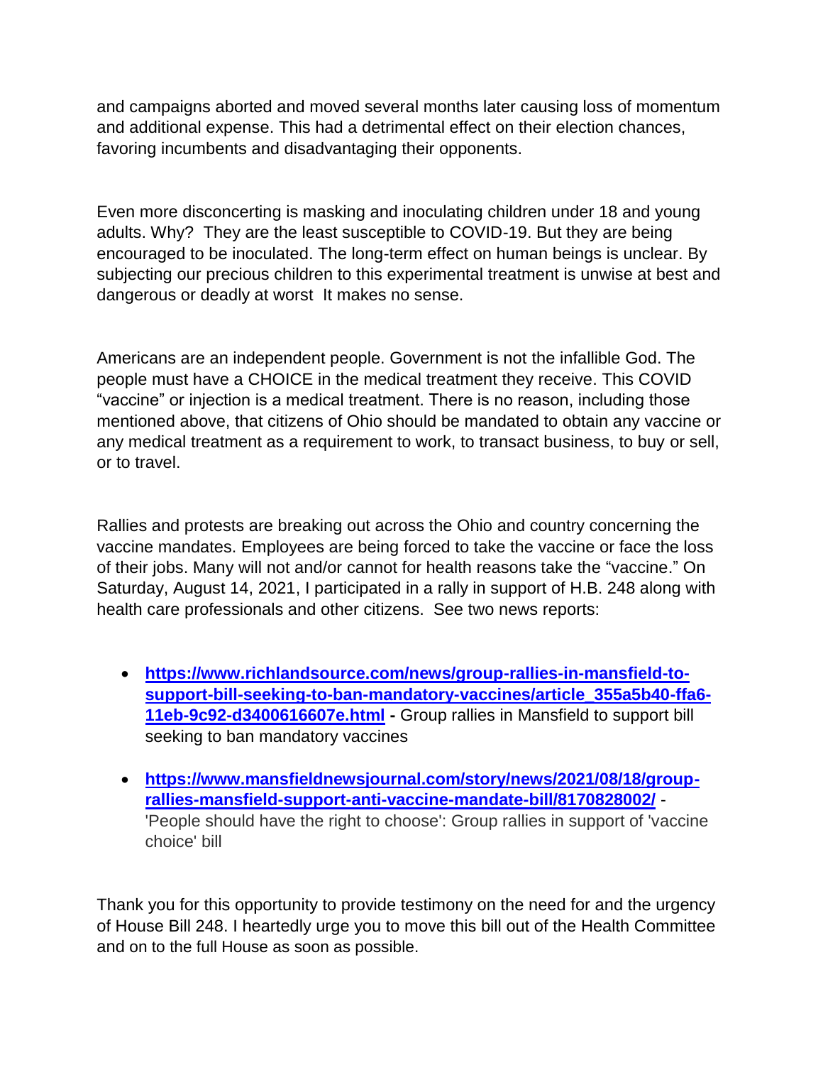and campaigns aborted and moved several months later causing loss of momentum and additional expense. This had a detrimental effect on their election chances, favoring incumbents and disadvantaging their opponents.

Even more disconcerting is masking and inoculating children under 18 and young adults. Why? They are the least susceptible to COVID-19. But they are being encouraged to be inoculated. The long-term effect on human beings is unclear. By subjecting our precious children to this experimental treatment is unwise at best and dangerous or deadly at worst It makes no sense.

Americans are an independent people. Government is not the infallible God. The people must have a CHOICE in the medical treatment they receive. This COVID "vaccine" or injection is a medical treatment. There is no reason, including those mentioned above, that citizens of Ohio should be mandated to obtain any vaccine or any medical treatment as a requirement to work, to transact business, to buy or sell, or to travel.

Rallies and protests are breaking out across the Ohio and country concerning the vaccine mandates. Employees are being forced to take the vaccine or face the loss of their jobs. Many will not and/or cannot for health reasons take the "vaccine." On Saturday, August 14, 2021, I participated in a rally in support of H.B. 248 along with health care professionals and other citizens. See two news reports:

- **https://www.richlandsource.com/news/group-rallies-in-mansfield-to-support-bill-seeking-to-ban-mandatory-vaccines/article_355a5b40-ffa6-11eb-9c92-d3400616607e.html -** Group rallies in Mansfield to support bill seeking to ban mandatory vaccines
- **https://www.mansfieldnewsjournal.com/story/news/2021/08/18/group-rallies-mansfield-support-anti-vaccine-mandate-bill/8170828002/** - 'People should have the right to choose': Group rallies in support of 'vaccine choice' bill

Thank you for this opportunity to provide testimony on the need for and the urgency of House Bill 248. I heartedly urge you to move this bill out of the Health Committee and on to the full House as soon as possible.